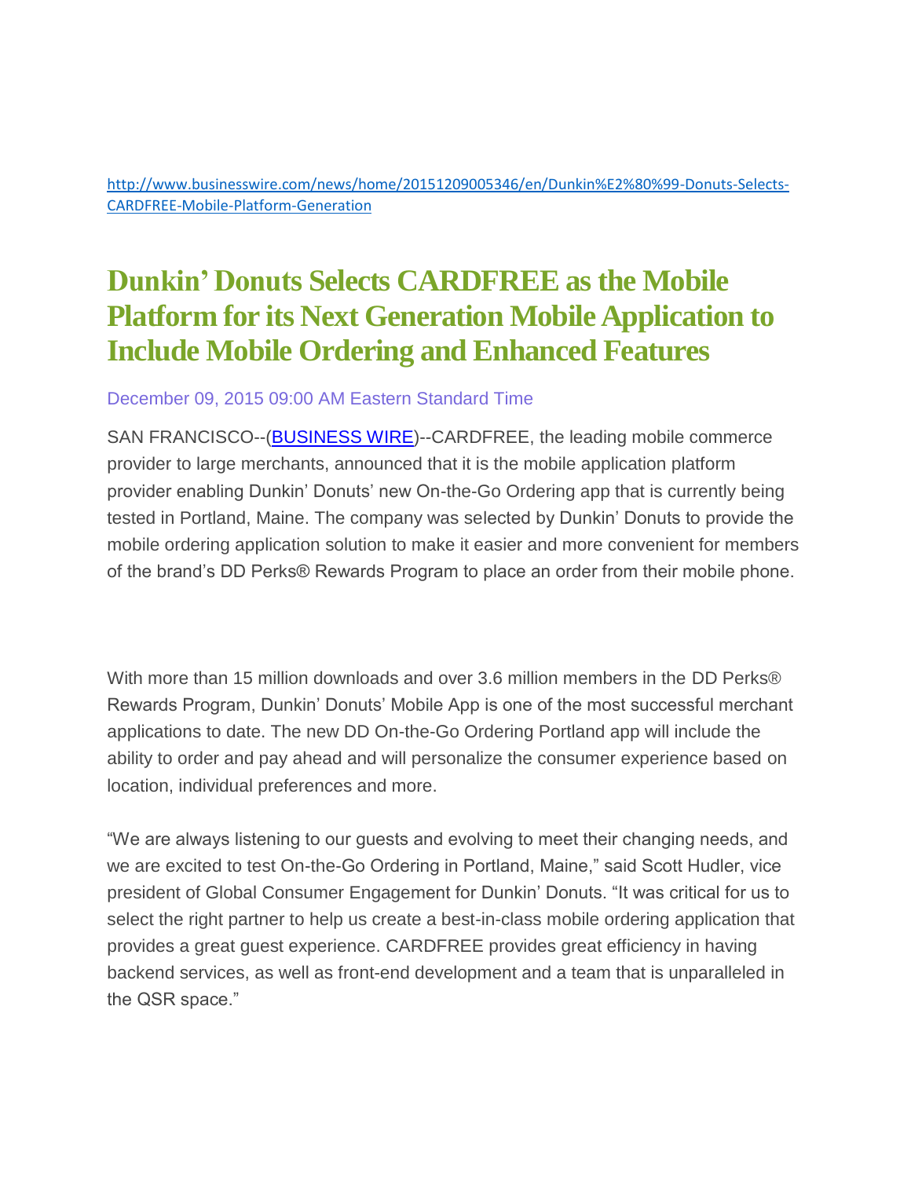http://www.businesswire.com/news/home/20151209005346/en/Dunkin%E2%80%99-Donuts-Selects-CARDFREE-Mobile-Platform-Generation

# Dunkin' Donuts Selects CARDFREE as the Mobile Platform for its Next Generation Mobile Application to Include Mobile Ordering and Enhanced Features

December 09, 2015 09:00 AM Eastern Standard Time

SAN FRANCISCO--(BUSINESS WIRE)--CARDFREE, the leading mobile commerce provider to large merchants, announced that it is the mobile application platform provider enabling Dunkin' Donuts' new On-the-Go Ordering app that is currently being tested in Portland, Maine. The company was selected by Dunkin' Donuts to provide the mobile ordering application solution to make it easier and more convenient for members of the brand's DD Perks® Rewards Program to place an order from their mobile phone.

With more than 15 million downloads and over 3.6 million members in the DD Perks® Rewards Program, Dunkin' Donuts' Mobile App is one of the most successful merchant applications to date. The new DD On-the-Go Ordering Portland app will include the ability to order and pay ahead and will personalize the consumer experience based on location, individual preferences and more.

"We are always listening to our guests and evolving to meet their changing needs, and we are excited to test On-the-Go Ordering in Portland, Maine," said Scott Hudler, vice president of Global Consumer Engagement for Dunkin' Donuts. "It was critical for us to select the right partner to help us create a best-in-class mobile ordering application that provides a great guest experience. CARDFREE provides great efficiency in having backend services, as well as front-end development and a team that is unparalleled in the QSR space."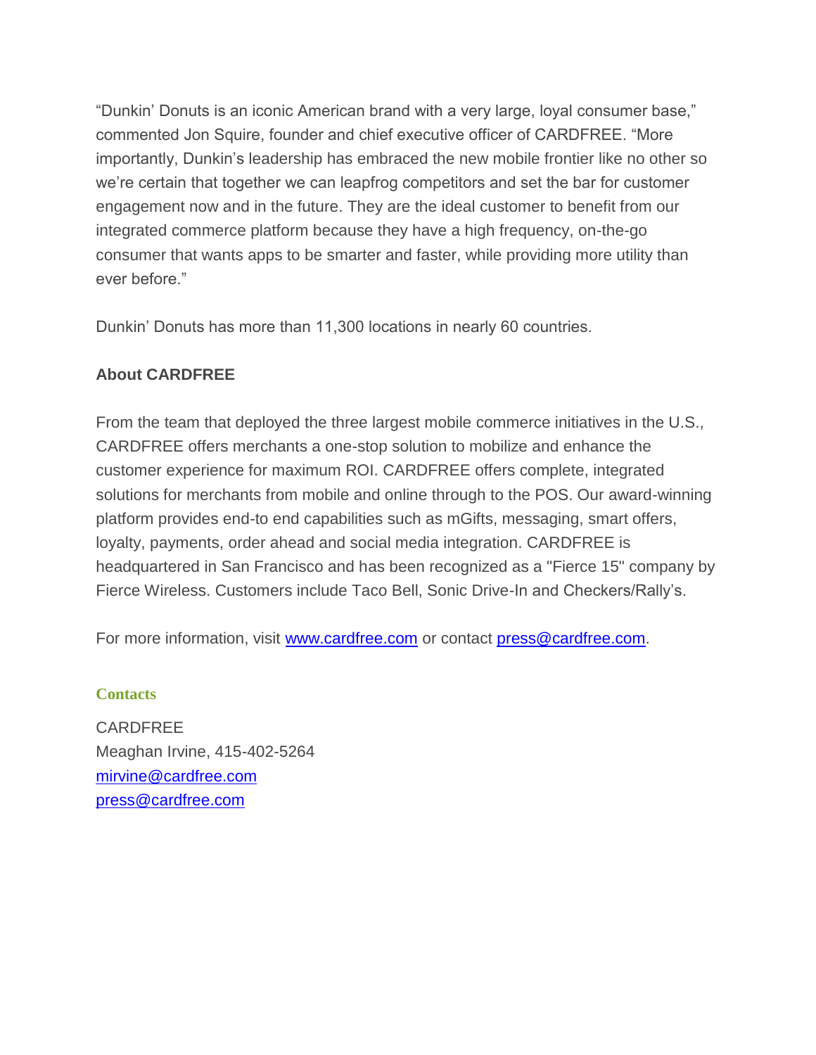"Dunkin' Donuts is an iconic American brand with a very large, loyal consumer base," commented Jon Squire, founder and chief executive officer of CARDFREE. "More importantly, Dunkin's leadership has embraced the new mobile frontier like no other so we're certain that together we can leapfrog competitors and set the bar for customer engagement now and in the future. They are the ideal customer to benefit from our integrated commerce platform because they have a high frequency, on-the-go consumer that wants apps to be smarter and faster, while providing more utility than ever before."

Dunkin' Donuts has more than 11,300 locations in nearly 60 countries.

**About CARDFREE**

From the team that deployed the three largest mobile commerce initiatives in the U.S., CARDFREE offers merchants a one-stop solution to mobilize and enhance the customer experience for maximum ROI. CARDFREE offers complete, integrated solutions for merchants from mobile and online through to the POS. Our award-winning platform provides end-to end capabilities such as mGifts, messaging, smart offers, loyalty, payments, order ahead and social media integration. CARDFREE is headquartered in San Francisco and has been recognized as a "Fierce 15" company by Fierce Wireless. Customers include Taco Bell, Sonic Drive-In and Checkers/Rally's.

For more information, visit www.cardfree.com or contact press@cardfree.com.

**Contacts**

CARDFREE
Meaghan Irvine, 415-402-5264
mirvine@cardfree.com
press@cardfree.com